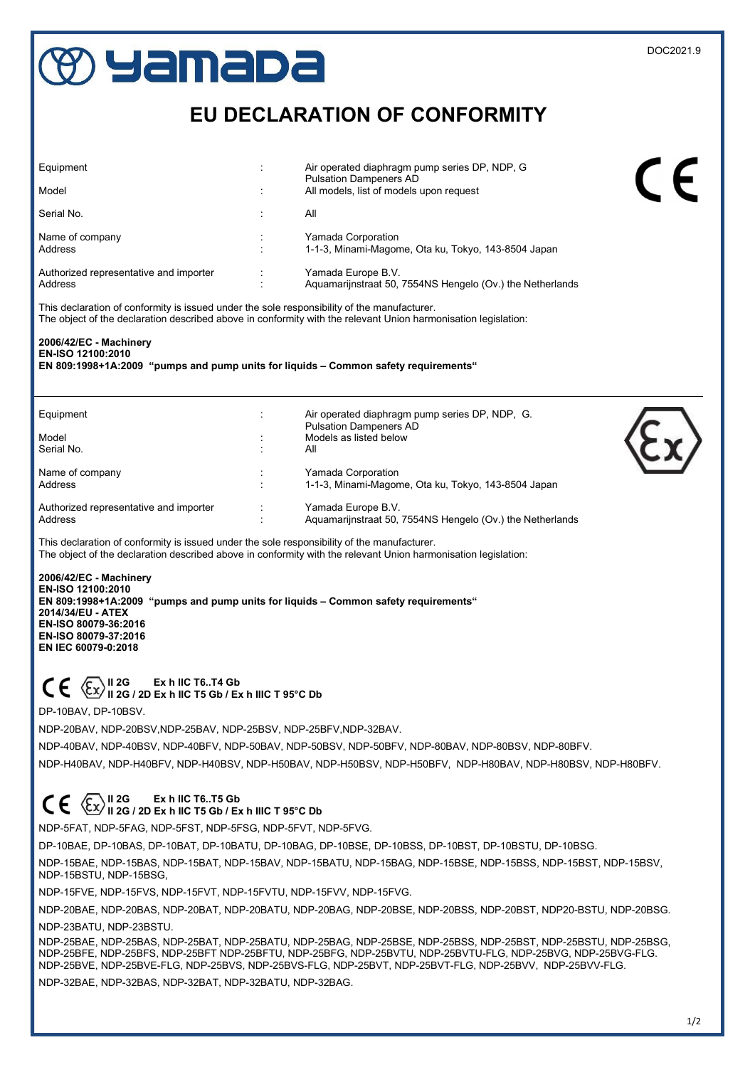DOC2021.9

# EU DECLARATION OF CONFORMITY

| | | |
|---|---|---|
| Equipment | : | Air operated diaphragm pump series DP, NDP, G<br>Pulsation Dampeners AD |
| Model | : | All models, list of models upon request |
| Serial No. | : | All |
| Name of company | : | Yamada Corporation |
| Address | : | 1-1-3, Minami-Magome, Ota ku, Tokyo, 143-8504 Japan |
| Authorized representative and importer | : | Yamada Europe B.V. |
| Address | : | Aquamarijnstraat 50, 7554NS Hengelo (Ov.) the Netherlands |

This declaration of conformity is issued under the sole responsibility of the manufacturer.
The object of the declaration described above in conformity with the relevant Union harmonisation legislation:

**2006/42/EC - Machinery**
**EN-ISO 12100:2010**
**EN 809:1998+1A:2009 "pumps and pump units for liquids – Common safety requirements"**

---

| | | |
|---|---|---|
| Equipment | : | Air operated diaphragm pump series DP, NDP, G.<br>Pulsation Dampeners AD |
| Model | : | Models as listed below |
| Serial No. | : | All |
| Name of company | : | Yamada Corporation |
| Address | : | 1-1-3, Minami-Magome, Ota ku, Tokyo, 143-8504 Japan |
| Authorized representative and importer | : | Yamada Europe B.V. |
| Address | : | Aquamarijnstraat 50, 7554NS Hengelo (Ov.) the Netherlands |

This declaration of conformity is issued under the sole responsibility of the manufacturer.
The object of the declaration described above in conformity with the relevant Union harmonisation legislation:

**2006/42/EC - Machinery**
**EN-ISO 12100:2010**
**EN 809:1998+1A:2009 "pumps and pump units for liquids – Common safety requirements"**
**2014/34/EU - ATEX**
**EN-ISO 80079-36:2016**
**EN-ISO 80079-37:2016**
**EN IEC 60079-0:2018**

**II 2G Ex h IIC T6..T4 Gb**
**II 2G / 2D Ex h IIC T5 Gb / Ex h IIIC T 95°C Db**

DP-10BAV, DP-10BSV.

NDP-20BAV, NDP-20BSV,NDP-25BAV, NDP-25BSV, NDP-25BFV,NDP-32BAV.

NDP-40BAV, NDP-40BSV, NDP-40BFV, NDP-50BAV, NDP-50BSV, NDP-50BFV, NDP-80BAV, NDP-80BSV, NDP-80BFV.

NDP-H40BAV, NDP-H40BFV, NDP-H40BSV, NDP-H50BAV, NDP-H50BSV, NDP-H50BFV, NDP-H80BAV, NDP-H80BSV, NDP-H80BFV.

**II 2G Ex h IIC T6..T5 Gb**
**II 2G / 2D Ex h IIC T5 Gb / Ex h IIIC T 95°C Db**

NDP-5FAT, NDP-5FAG, NDP-5FST, NDP-5FSG, NDP-5FVT, NDP-5FVG.

DP-10BAE, DP-10BAS, DP-10BAT, DP-10BATU, DP-10BAG, DP-10BSE, DP-10BSS, DP-10BST, DP-10BSTU, DP-10BSG.

NDP-15BAE, NDP-15BAS, NDP-15BAT, NDP-15BAV, NDP-15BATU, NDP-15BAG, NDP-15BSE, NDP-15BSS, NDP-15BST, NDP-15BSV, NDP-15BSTU, NDP-15BSG,

NDP-15FVE, NDP-15FVS, NDP-15FVT, NDP-15FVTU, NDP-15FVV, NDP-15FVG.

NDP-20BAE, NDP-20BAS, NDP-20BAT, NDP-20BATU, NDP-20BAG, NDP-20BSE, NDP-20BSS, NDP-20BST, NDP20-BSTU, NDP-20BSG.

NDP-23BATU, NDP-23BSTU.

NDP-25BAE, NDP-25BAS, NDP-25BAT, NDP-25BATU, NDP-25BAG, NDP-25BSE, NDP-25BSS, NDP-25BST, NDP-25BSTU, NDP-25BSG, NDP-25BFE, NDP-25BFS, NDP-25BFT NDP-25BFTU, NDP-25BFG, NDP-25BVTU, NDP-25BVTU-FLG, NDP-25BVG, NDP-25BVG-FLG. NDP-25BVE, NDP-25BVE-FLG, NDP-25BVS, NDP-25BVS-FLG, NDP-25BVT, NDP-25BVT-FLG, NDP-25BVV, NDP-25BVV-FLG.

NDP-32BAE, NDP-32BAS, NDP-32BAT, NDP-32BATU, NDP-32BAG.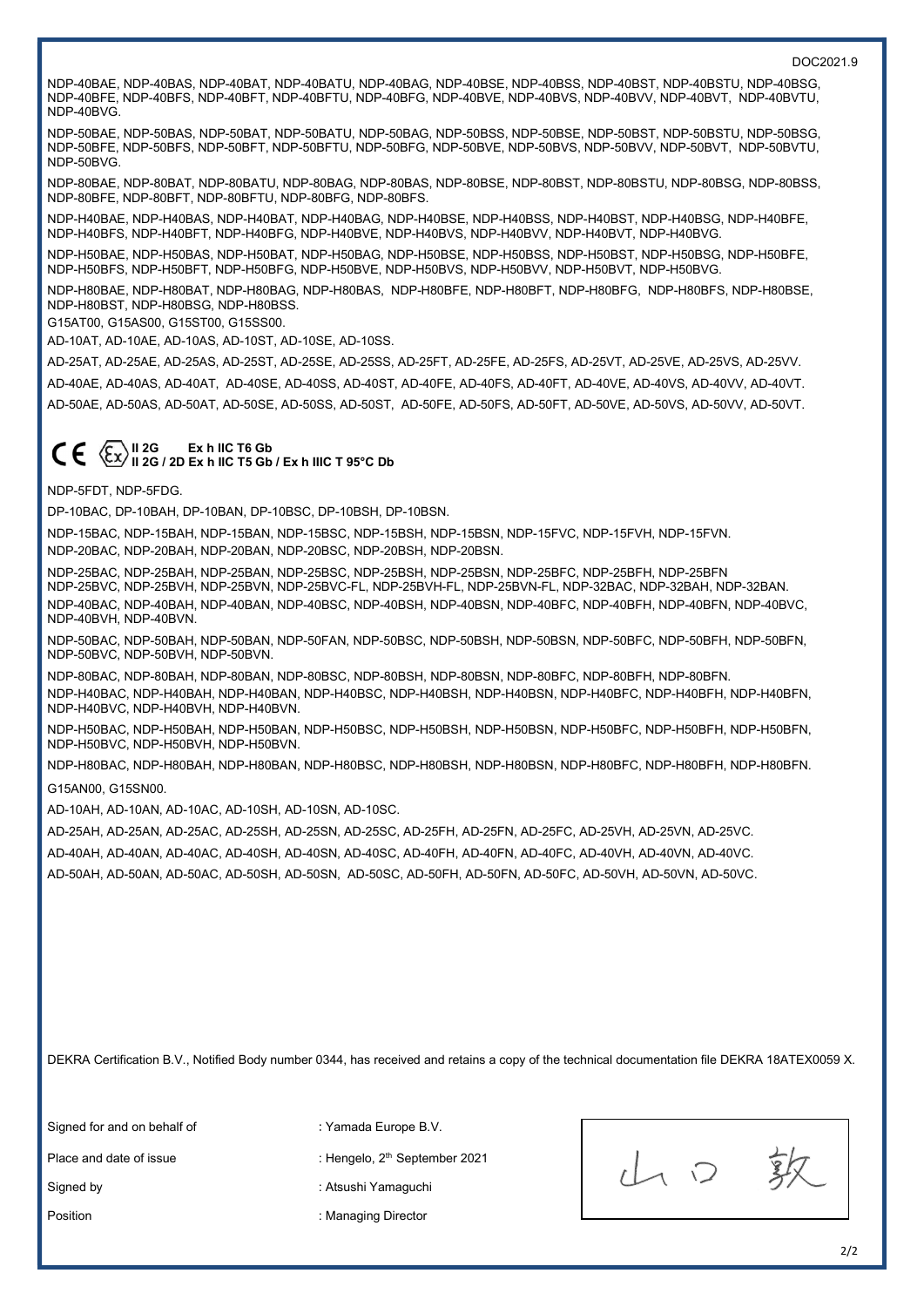DOC2021.9

NDP-40BAE, NDP-40BAS, NDP-40BAT, NDP-40BATU, NDP-40BAG, NDP-40BSE, NDP-40BSS, NDP-40BST, NDP-40BSTU, NDP-40BSG, NDP-40BFE, NDP-40BFS, NDP-40BFT, NDP-40BFTU, NDP-40BFG, NDP-40BVE, NDP-40BVS, NDP-40BVV, NDP-40BVT, NDP-40BVTU, NDP-40BVG.

NDP-50BAE, NDP-50BAS, NDP-50BAT, NDP-50BATU, NDP-50BAG, NDP-50BSS, NDP-50BSE, NDP-50BST, NDP-50BSTU, NDP-50BSG, NDP-50BFE, NDP-50BFS, NDP-50BFT, NDP-50BFTU, NDP-50BFG, NDP-50BVE, NDP-50BVS, NDP-50BVV, NDP-50BVT, NDP-50BVTU, NDP-50BVG.

NDP-80BAE, NDP-80BAT, NDP-80BATU, NDP-80BAG, NDP-80BAS, NDP-80BSE, NDP-80BST, NDP-80BSTU, NDP-80BSG, NDP-80BSS, NDP-80BFE, NDP-80BFT, NDP-80BFTU, NDP-80BFG, NDP-80BFS.

NDP-H40BAE, NDP-H40BAS, NDP-H40BAT, NDP-H40BAG, NDP-H40BSE, NDP-H40BSS, NDP-H40BST, NDP-H40BSG, NDP-H40BFE, NDP-H40BFS, NDP-H40BFT, NDP-H40BFG, NDP-H40BVE, NDP-H40BVS, NDP-H40BVV, NDP-H40BVT, NDP-H40BVG.

NDP-H50BAE, NDP-H50BAS, NDP-H50BAT, NDP-H50BAG, NDP-H50BSE, NDP-H50BSS, NDP-H50BST, NDP-H50BSG, NDP-H50BFE, NDP-H50BFS, NDP-H50BFT, NDP-H50BFG, NDP-H50BVE, NDP-H50BVS, NDP-H50BVV, NDP-H50BVT, NDP-H50BVG.

NDP-H80BAE, NDP-H80BAT, NDP-H80BAG, NDP-H80BAS, NDP-H80BFE, NDP-H80BFT, NDP-H80BFG, NDP-H80BFS, NDP-H80BSE, NDP-H80BST, NDP-H80BSG, NDP-H80BSS.

G15AT00, G15AS00, G15ST00, G15SS00.

AD-10AT, AD-10AE, AD-10AS, AD-10ST, AD-10SE, AD-10SS.

AD-25AT, AD-25AE, AD-25AS, AD-25ST, AD-25SE, AD-25SS, AD-25FT, AD-25FE, AD-25FS, AD-25VT, AD-25VE, AD-25VS, AD-25VV.

AD-40AE, AD-40AS, AD-40AT, AD-40SE, AD-40SS, AD-40ST, AD-40FE, AD-40FS, AD-40FT, AD-40VE, AD-40VS, AD-40VV, AD-40VT.

AD-50AE, AD-50AS, AD-50AT, AD-50SE, AD-50SS, AD-50ST, AD-50FE, AD-50FS, AD-50FT, AD-50VE, AD-50VS, AD-50VV, AD-50VT.

**CE Ex II 2G Ex h IIC T6 Gb**
**II 2G / 2D Ex h IIC T5 Gb / Ex h IIIC T 95°C Db**

NDP-5FDT, NDP-5FDG.

DP-10BAC, DP-10BAH, DP-10BAN, DP-10BSC, DP-10BSH, DP-10BSN.

NDP-15BAC, NDP-15BAH, NDP-15BAN, NDP-15BSC, NDP-15BSH, NDP-15BSN, NDP-15FVC, NDP-15FVH, NDP-15FVN.
NDP-20BAC, NDP-20BAH, NDP-20BAN, NDP-20BSC, NDP-20BSH, NDP-20BSN.

NDP-25BAC, NDP-25BAH, NDP-25BAN, NDP-25BSC, NDP-25BSH, NDP-25BSN, NDP-25BFC, NDP-25BFH, NDP-25BFN
NDP-25BVC, NDP-25BVH, NDP-25BVN, NDP-25BVC-FL, NDP-25BVH-FL, NDP-25BVN-FL, NDP-32BAC, NDP-32BAH, NDP-32BAN.
NDP-40BAC, NDP-40BAH, NDP-40BAN, NDP-40BSC, NDP-40BSH, NDP-40BSN, NDP-40BFC, NDP-40BFH, NDP-40BFN, NDP-40BVC, NDP-40BVH, NDP-40BVN.

NDP-50BAC, NDP-50BAH, NDP-50BAN, NDP-50FAN, NDP-50BSC, NDP-50BSH, NDP-50BSN, NDP-50BFC, NDP-50BFH, NDP-50BFN, NDP-50BVC, NDP-50BVH, NDP-50BVN.

NDP-80BAC, NDP-80BAH, NDP-80BAN, NDP-80BSC, NDP-80BSH, NDP-80BSN, NDP-80BFC, NDP-80BFH, NDP-80BFN.
NDP-H40BAC, NDP-H40BAH, NDP-H40BAN, NDP-H40BSC, NDP-H40BSH, NDP-H40BSN, NDP-H40BFC, NDP-H40BFH, NDP-H40BFN, NDP-H40BVC, NDP-H40BVH, NDP-H40BVN.

NDP-H50BAC, NDP-H50BAH, NDP-H50BAN, NDP-H50BSC, NDP-H50BSH, NDP-H50BSN, NDP-H50BFC, NDP-H50BFH, NDP-H50BFN, NDP-H50BVC, NDP-H50BVH, NDP-H50BVN.

NDP-H80BAC, NDP-H80BAH, NDP-H80BAN, NDP-H80BSC, NDP-H80BSH, NDP-H80BSN, NDP-H80BFC, NDP-H80BFH, NDP-H80BFN.

G15AN00, G15SN00.

AD-10AH, AD-10AN, AD-10AC, AD-10SH, AD-10SN, AD-10SC.

AD-25AH, AD-25AN, AD-25AC, AD-25SH, AD-25SN, AD-25SC, AD-25FH, AD-25FN, AD-25FC, AD-25VH, AD-25VN, AD-25VC.

AD-40AH, AD-40AN, AD-40AC, AD-40SH, AD-40SN, AD-40SC, AD-40FH, AD-40FN, AD-40FC, AD-40VH, AD-40VN, AD-40VC.

AD-50AH, AD-50AN, AD-50AC, AD-50SH, AD-50SN, AD-50SC, AD-50FH, AD-50FN, AD-50FC, AD-50VH, AD-50VN, AD-50VC.

DEKRA Certification B.V., Notified Body number 0344, has received and retains a copy of the technical documentation file DEKRA 18ATEX0059 X.

| | |
|---|---|
| Signed for and on behalf of | : Yamada Europe B.V. |
| Place and date of issue | : Hengelo, 2nd September 2021 |
| Signed by | : Atsushi Yamaguchi |
| Position | : Managing Director |

山口 敦